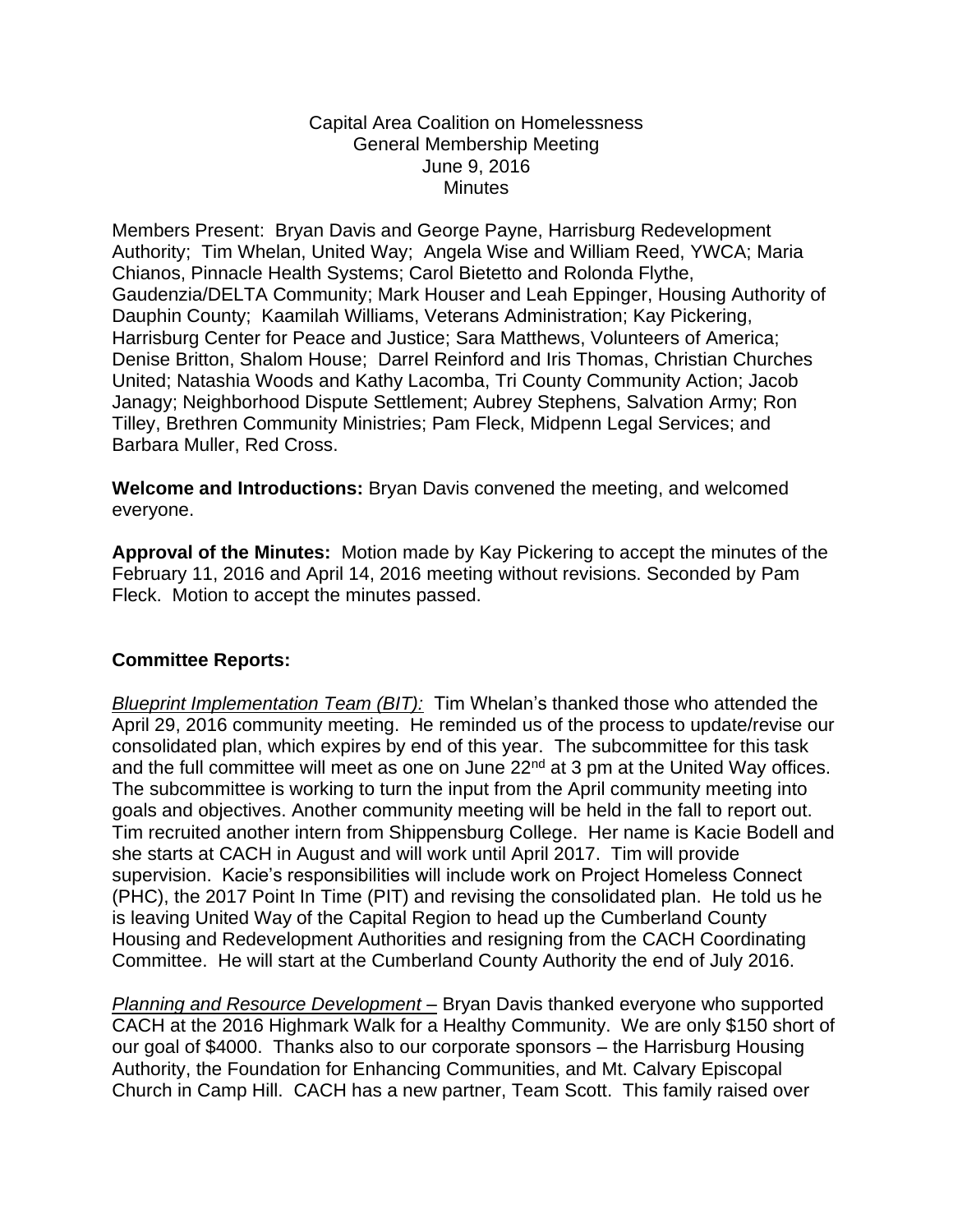Capital Area Coalition on Homelessness
General Membership Meeting
June 9, 2016
Minutes

Members Present: Bryan Davis and George Payne, Harrisburg Redevelopment Authority; Tim Whelan, United Way; Angela Wise and William Reed, YWCA; Maria Chianos, Pinnacle Health Systems; Carol Bietetto and Rolonda Flythe, Gaudenzia/DELTA Community; Mark Houser and Leah Eppinger, Housing Authority of Dauphin County; Kaamilah Williams, Veterans Administration; Kay Pickering, Harrisburg Center for Peace and Justice; Sara Matthews, Volunteers of America; Denise Britton, Shalom House; Darrel Reinford and Iris Thomas, Christian Churches United; Natashia Woods and Kathy Lacomba, Tri County Community Action; Jacob Janagy; Neighborhood Dispute Settlement; Aubrey Stephens, Salvation Army; Ron Tilley, Brethren Community Ministries; Pam Fleck, Midpenn Legal Services; and Barbara Muller, Red Cross.

**Welcome and Introductions:** Bryan Davis convened the meeting, and welcomed everyone.

**Approval of the Minutes:** Motion made by Kay Pickering to accept the minutes of the February 11, 2016 and April 14, 2016 meeting without revisions. Seconded by Pam Fleck. Motion to accept the minutes passed.

**Committee Reports:**

*Blueprint Implementation Team (BIT):* Tim Whelan's thanked those who attended the April 29, 2016 community meeting. He reminded us of the process to update/revise our consolidated plan, which expires by end of this year. The subcommittee for this task and the full committee will meet as one on June 22nd at 3 pm at the United Way offices. The subcommittee is working to turn the input from the April community meeting into goals and objectives. Another community meeting will be held in the fall to report out. Tim recruited another intern from Shippensburg College. Her name is Kacie Bodell and she starts at CACH in August and will work until April 2017. Tim will provide supervision. Kacie's responsibilities will include work on Project Homeless Connect (PHC), the 2017 Point In Time (PIT) and revising the consolidated plan. He told us he is leaving United Way of the Capital Region to head up the Cumberland County Housing and Redevelopment Authorities and resigning from the CACH Coordinating Committee. He will start at the Cumberland County Authority the end of July 2016.

*Planning and Resource Development* – Bryan Davis thanked everyone who supported CACH at the 2016 Highmark Walk for a Healthy Community. We are only $150 short of our goal of $4000. Thanks also to our corporate sponsors – the Harrisburg Housing Authority, the Foundation for Enhancing Communities, and Mt. Calvary Episcopal Church in Camp Hill. CACH has a new partner, Team Scott. This family raised over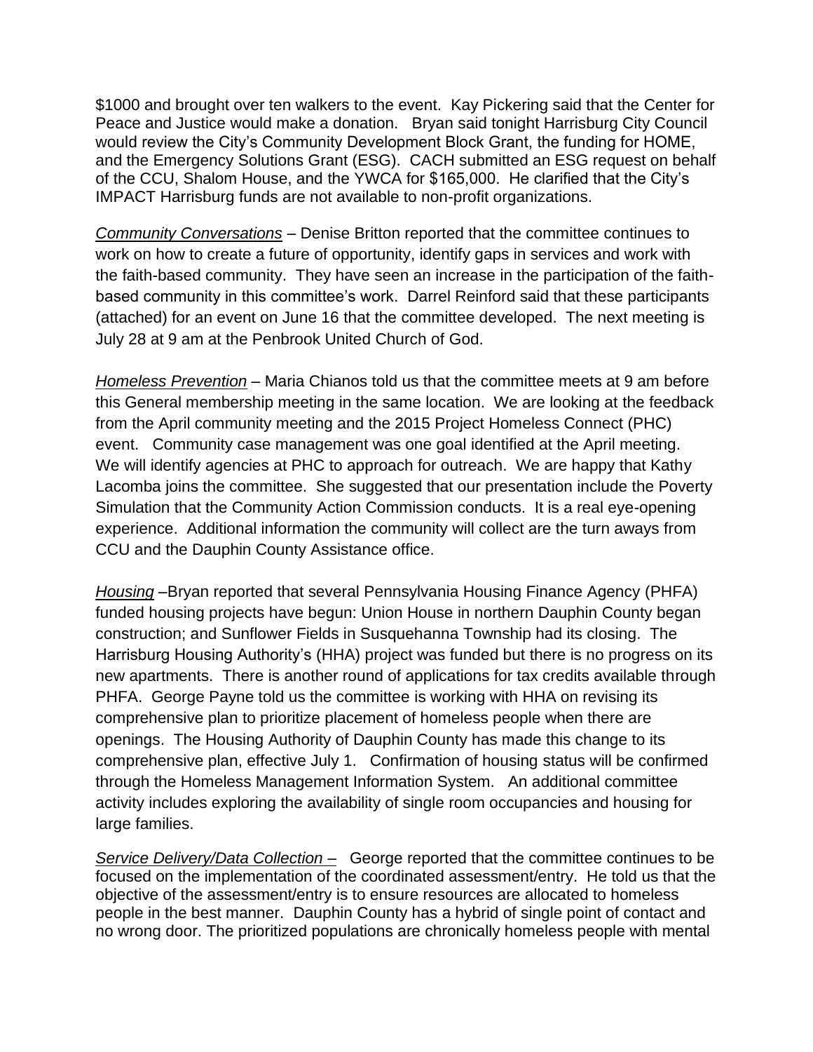$1000 and brought over ten walkers to the event. Kay Pickering said that the Center for Peace and Justice would make a donation. Bryan said tonight Harrisburg City Council would review the City's Community Development Block Grant, the funding for HOME, and the Emergency Solutions Grant (ESG). CACH submitted an ESG request on behalf of the CCU, Shalom House, and the YWCA for $165,000. He clarified that the City's IMPACT Harrisburg funds are not available to non-profit organizations.

*Community Conversations* – Denise Britton reported that the committee continues to work on how to create a future of opportunity, identify gaps in services and work with the faith-based community. They have seen an increase in the participation of the faith-based community in this committee's work. Darrel Reinford said that these participants (attached) for an event on June 16 that the committee developed. The next meeting is July 28 at 9 am at the Penbrook United Church of God.

*Homeless Prevention* – Maria Chianos told us that the committee meets at 9 am before this General membership meeting in the same location. We are looking at the feedback from the April community meeting and the 2015 Project Homeless Connect (PHC) event. Community case management was one goal identified at the April meeting. We will identify agencies at PHC to approach for outreach. We are happy that Kathy Lacomba joins the committee. She suggested that our presentation include the Poverty Simulation that the Community Action Commission conducts. It is a real eye-opening experience. Additional information the community will collect are the turn aways from CCU and the Dauphin County Assistance office.

*Housing* –Bryan reported that several Pennsylvania Housing Finance Agency (PHFA) funded housing projects have begun: Union House in northern Dauphin County began construction; and Sunflower Fields in Susquehanna Township had its closing. The Harrisburg Housing Authority's (HHA) project was funded but there is no progress on its new apartments. There is another round of applications for tax credits available through PHFA. George Payne told us the committee is working with HHA on revising its comprehensive plan to prioritize placement of homeless people when there are openings. The Housing Authority of Dauphin County has made this change to its comprehensive plan, effective July 1. Confirmation of housing status will be confirmed through the Homeless Management Information System. An additional committee activity includes exploring the availability of single room occupancies and housing for large families.

*Service Delivery/Data Collection* – George reported that the committee continues to be focused on the implementation of the coordinated assessment/entry. He told us that the objective of the assessment/entry is to ensure resources are allocated to homeless people in the best manner. Dauphin County has a hybrid of single point of contact and no wrong door. The prioritized populations are chronically homeless people with mental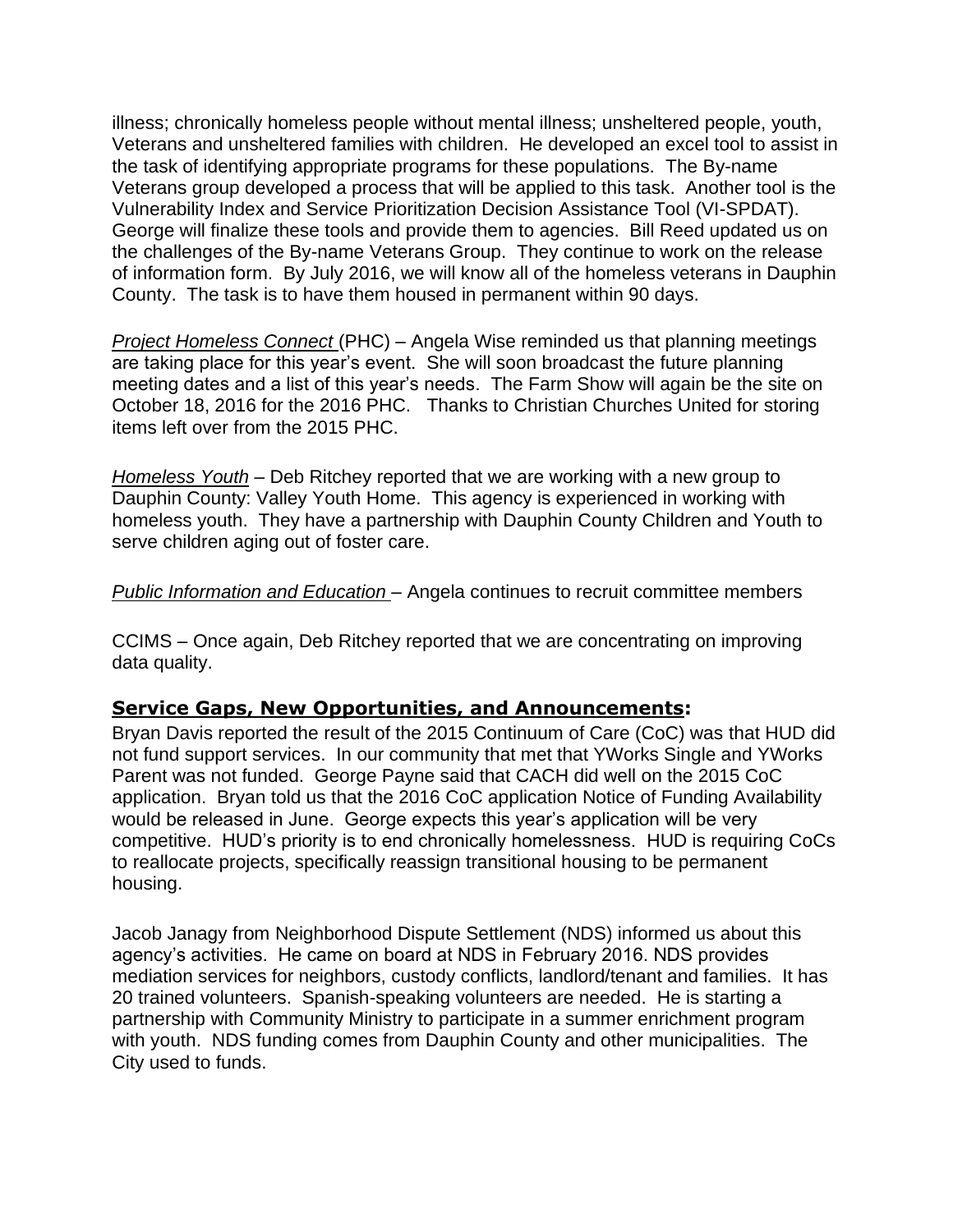illness; chronically homeless people without mental illness; unsheltered people, youth, Veterans and unsheltered families with children. He developed an excel tool to assist in the task of identifying appropriate programs for these populations. The By-name Veterans group developed a process that will be applied to this task. Another tool is the Vulnerability Index and Service Prioritization Decision Assistance Tool (VI-SPDAT). George will finalize these tools and provide them to agencies. Bill Reed updated us on the challenges of the By-name Veterans Group. They continue to work on the release of information form. By July 2016, we will know all of the homeless veterans in Dauphin County. The task is to have them housed in permanent within 90 days.

*Project Homeless Connect* (PHC) – Angela Wise reminded us that planning meetings are taking place for this year's event. She will soon broadcast the future planning meeting dates and a list of this year's needs. The Farm Show will again be the site on October 18, 2016 for the 2016 PHC. Thanks to Christian Churches United for storing items left over from the 2015 PHC.

*Homeless Youth* – Deb Ritchey reported that we are working with a new group to Dauphin County: Valley Youth Home. This agency is experienced in working with homeless youth. They have a partnership with Dauphin County Children and Youth to serve children aging out of foster care.

*Public Information and Education* – Angela continues to recruit committee members

CCIMS – Once again, Deb Ritchey reported that we are concentrating on improving data quality.

## Service Gaps, New Opportunities, and Announcements:

Bryan Davis reported the result of the 2015 Continuum of Care (CoC) was that HUD did not fund support services. In our community that met that YWorks Single and YWorks Parent was not funded. George Payne said that CACH did well on the 2015 CoC application. Bryan told us that the 2016 CoC application Notice of Funding Availability would be released in June. George expects this year's application will be very competitive. HUD's priority is to end chronically homelessness. HUD is requiring CoCs to reallocate projects, specifically reassign transitional housing to be permanent housing.

Jacob Janagy from Neighborhood Dispute Settlement (NDS) informed us about this agency's activities. He came on board at NDS in February 2016. NDS provides mediation services for neighbors, custody conflicts, landlord/tenant and families. It has 20 trained volunteers. Spanish-speaking volunteers are needed. He is starting a partnership with Community Ministry to participate in a summer enrichment program with youth. NDS funding comes from Dauphin County and other municipalities. The City used to funds.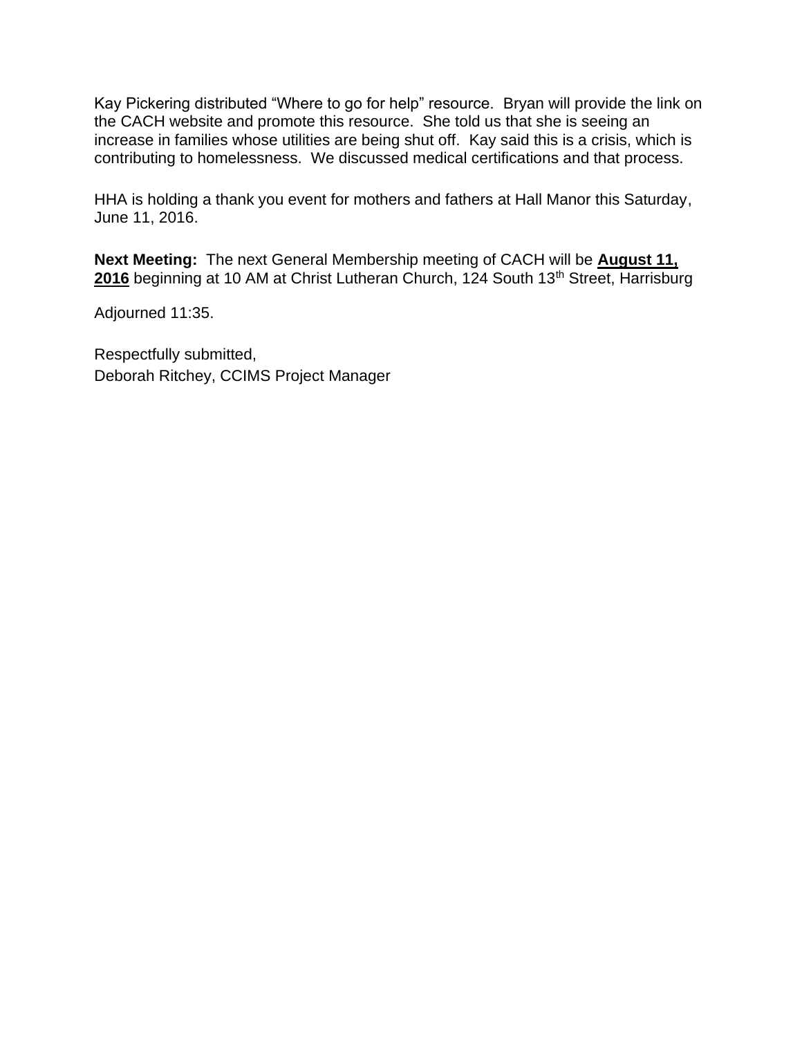Kay Pickering distributed “Where to go for help” resource. Bryan will provide the link on the CACH website and promote this resource. She told us that she is seeing an increase in families whose utilities are being shut off. Kay said this is a crisis, which is contributing to homelessness. We discussed medical certifications and that process.

HHA is holding a thank you event for mothers and fathers at Hall Manor this Saturday, June 11, 2016.

**Next Meeting:** The next General Membership meeting of CACH will be **<u>August 11, 2016</u>** beginning at 10 AM at Christ Lutheran Church, 124 South 13th Street, Harrisburg

Adjourned 11:35.

Respectfully submitted,
Deborah Ritchey, CCIMS Project Manager